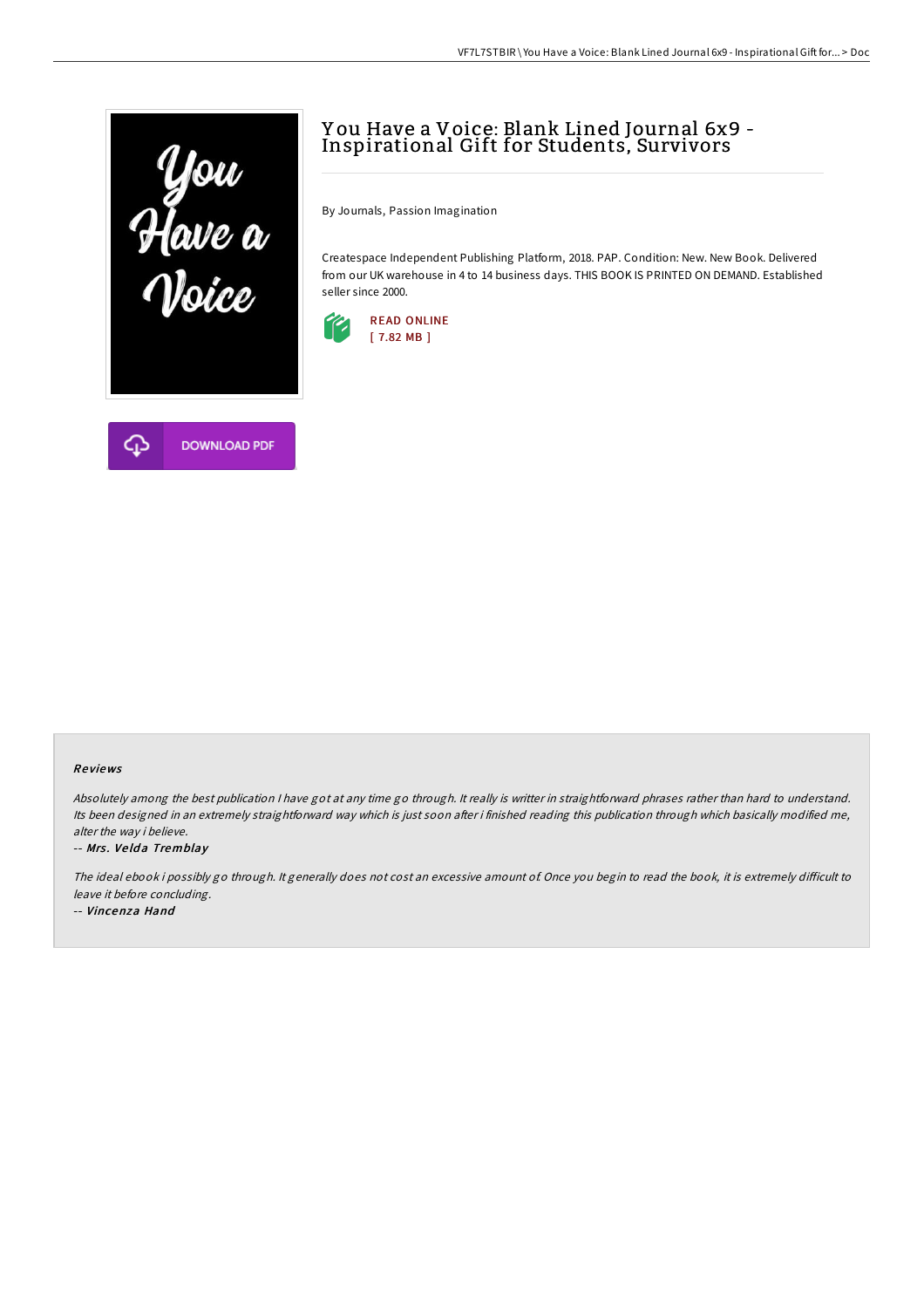# You Have a Voice: Blank Lined Journal 6x9 - Inspirational Gift for Students, Survivors

By Journals, Passion Imagination

Createspace Independent Publishing Platform, 2018. PAP. Condition: New. New Book. Delivered from our UK warehouse in 4 to 14 business days. THIS BOOK IS PRINTED ON DEMAND. Established seller since 2000.

READ ONLINE
[ 7.82 MB ]

DOWNLOAD PDF

### Reviews

*Absolutely among the best publication I have got at any time go through. It really is writter in straightforward phrases rather than hard to understand. Its been designed in an extremely straightforward way which is just soon after i finished reading this publication through which basically modified me, alter the way i believe.*

-- ***Mrs. Velda Tremblay***

*The ideal ebook i possibly go through. It generally does not cost an excessive amount of. Once you begin to read the book, it is extremely difficult to leave it before concluding.*

-- ***Vincenza Hand***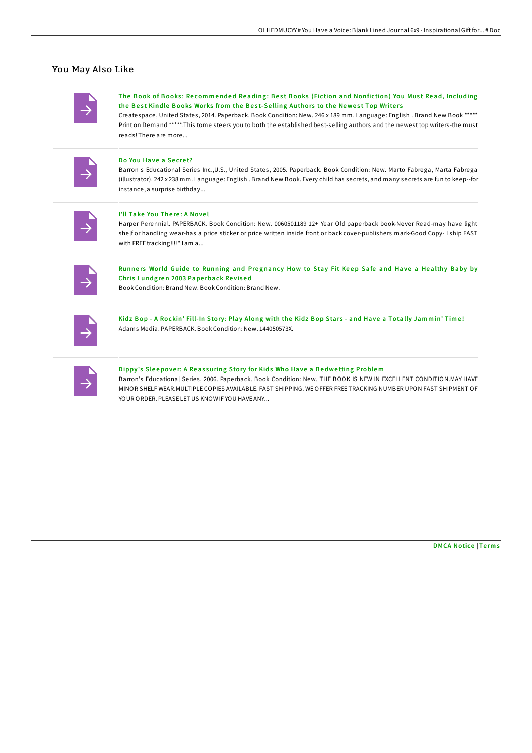## You May Also Like

**The Book of Books: Recommended Reading: Best Books (Fiction and Nonfiction) You Must Read, Including the Best Kindle Books Works from the Best-Selling Authors to the Newest Top Writers**

Createspace, United States, 2014. Paperback. Book Condition: New. 246 x 189 mm. Language: English . Brand New Book ***** Print on Demand *****.This tome steers you to both the established best-selling authors and the newest top writers-the must reads! There are more...

**Do You Have a Secret?**

Barron s Educational Series Inc.,U.S., United States, 2005. Paperback. Book Condition: New. Marto Fabrega, Marta Fabrega (illustrator). 242 x 238 mm. Language: English . Brand New Book. Every child has secrets, and many secrets are fun to keep--for instance, a surprise birthday...

**I'll Take You There: A Novel**

Harper Perennial. PAPERBACK. Book Condition: New. 0060501189 12+ Year Old paperback book-Never Read-may have light shelf or handling wear-has a price sticker or price written inside front or back cover-publishers mark-Good Copy- I ship FAST with FREE tracking!!!! * I am a...

**Runners World Guide to Running and Pregnancy How to Stay Fit Keep Safe and Have a Healthy Baby by Chris Lundgren 2003 Paperback Revised**

Book Condition: Brand New. Book Condition: Brand New.

**Kidz Bop - A Rockin' Fill-In Story: Play Along with the Kidz Bop Stars - and Have a Totally Jammin' Time!**

Adams Media. PAPERBACK. Book Condition: New. 144050573X.

**Dippy's Sleepover: A Reassuring Story for Kids Who Have a Bedwetting Problem**

Barron's Educational Series, 2006. Paperback. Book Condition: New. THE BOOK IS NEW IN EXCELLENT CONDITION.MAY HAVE MINOR SHELF WEAR.MULTIPLE COPIES AVAILABLE. FAST SHIPPING. WE OFFER FREE TRACKING NUMBER UPON FAST SHIPMENT OF YOUR ORDER. PLEASE LET US KNOW IF YOU HAVE ANY...

DMCA Notice | Terms